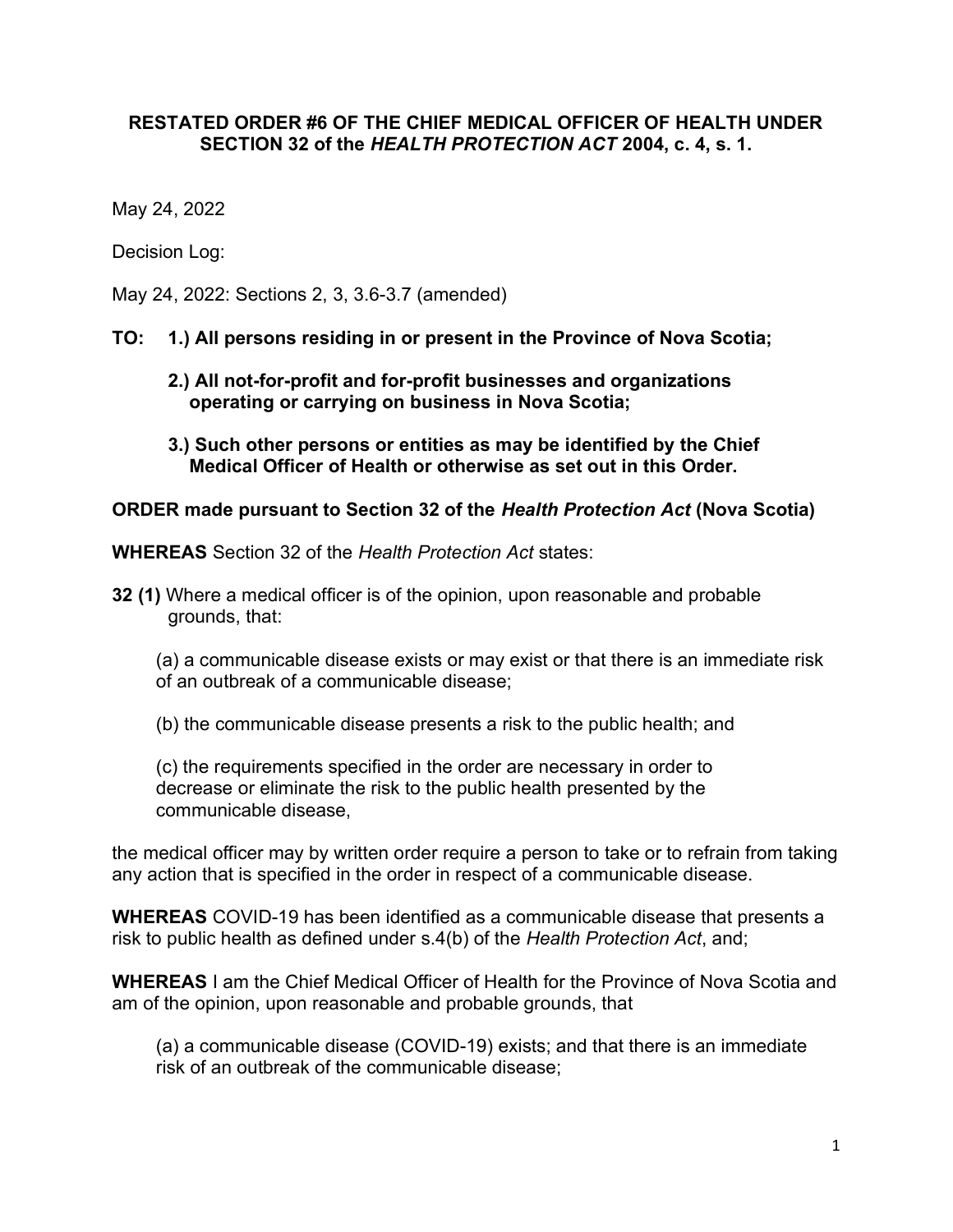**RESTATED ORDER #6 OF THE CHIEF MEDICAL OFFICER OF HEALTH UNDER SECTION 32 of the *HEALTH PROTECTION ACT* 2004, c. 4, s. 1.**

May 24, 2022

Decision Log:

May 24, 2022: Sections 2, 3, 3.6-3.7 (amended)

**TO: 1.) All persons residing in or present in the Province of Nova Scotia;**

**2.) All not-for-profit and for-profit businesses and organizations operating or carrying on business in Nova Scotia;**

**3.) Such other persons or entities as may be identified by the Chief Medical Officer of Health or otherwise as set out in this Order.**

**ORDER made pursuant to Section 32 of the *Health Protection Act* (Nova Scotia)**

**WHEREAS** Section 32 of the *Health Protection Act* states:

**32 (1)** Where a medical officer is of the opinion, upon reasonable and probable grounds, that:

(a) a communicable disease exists or may exist or that there is an immediate risk of an outbreak of a communicable disease;

(b) the communicable disease presents a risk to the public health; and

(c) the requirements specified in the order are necessary in order to decrease or eliminate the risk to the public health presented by the communicable disease,

the medical officer may by written order require a person to take or to refrain from taking any action that is specified in the order in respect of a communicable disease.

**WHEREAS** COVID-19 has been identified as a communicable disease that presents a risk to public health as defined under s.4(b) of the *Health Protection Act*, and;

**WHEREAS** I am the Chief Medical Officer of Health for the Province of Nova Scotia and am of the opinion, upon reasonable and probable grounds, that

(a) a communicable disease (COVID-19) exists; and that there is an immediate risk of an outbreak of the communicable disease;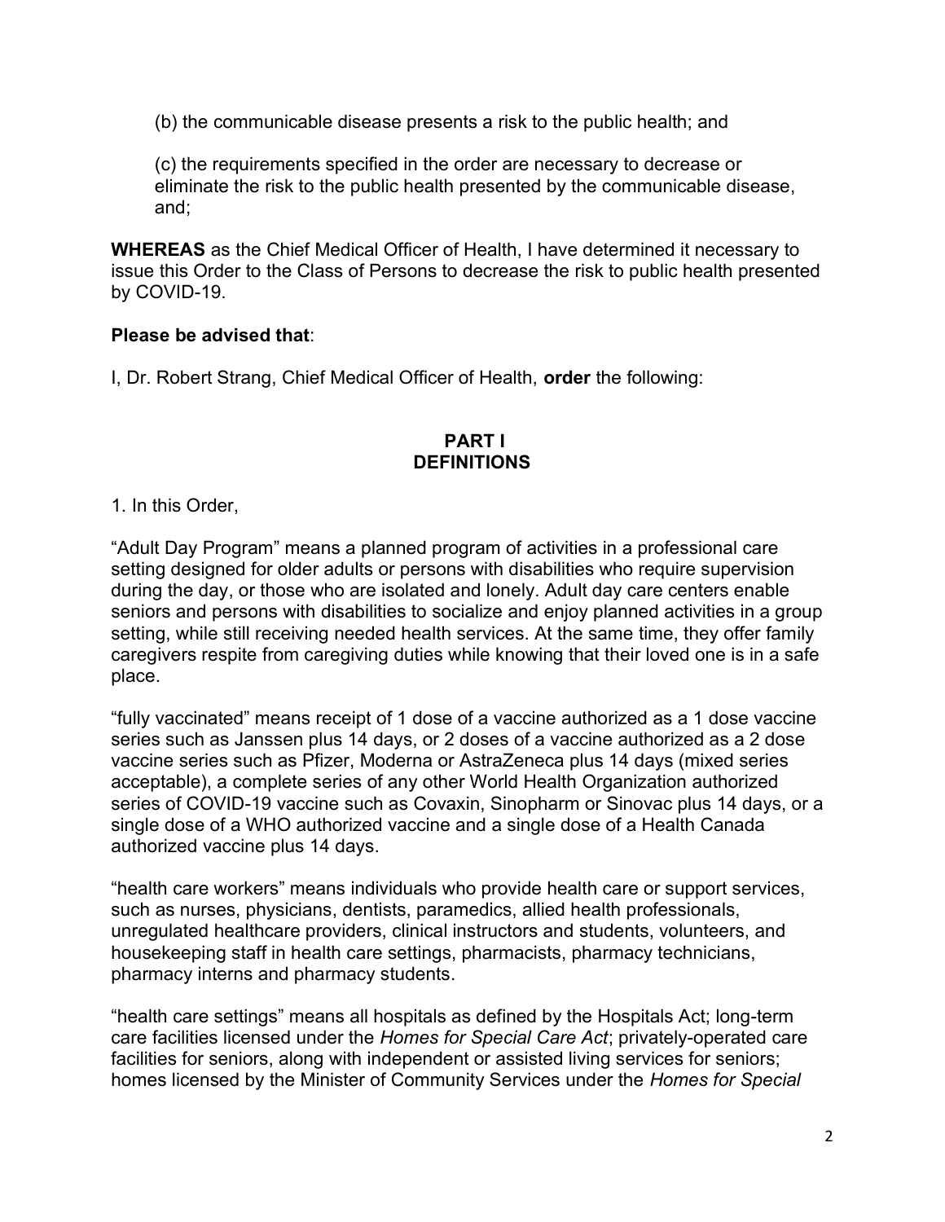(b) the communicable disease presents a risk to the public health; and

(c) the requirements specified in the order are necessary to decrease or eliminate the risk to the public health presented by the communicable disease, and;

**WHEREAS** as the Chief Medical Officer of Health, I have determined it necessary to issue this Order to the Class of Persons to decrease the risk to public health presented by COVID-19.

**Please be advised that**:

I, Dr. Robert Strang, Chief Medical Officer of Health, **order** the following:

## PART I
## DEFINITIONS

1. In this Order,

“Adult Day Program” means a planned program of activities in a professional care setting designed for older adults or persons with disabilities who require supervision during the day, or those who are isolated and lonely. Adult day care centers enable seniors and persons with disabilities to socialize and enjoy planned activities in a group setting, while still receiving needed health services. At the same time, they offer family caregivers respite from caregiving duties while knowing that their loved one is in a safe place.

“fully vaccinated” means receipt of 1 dose of a vaccine authorized as a 1 dose vaccine series such as Janssen plus 14 days, or 2 doses of a vaccine authorized as a 2 dose vaccine series such as Pfizer, Moderna or AstraZeneca plus 14 days (mixed series acceptable), a complete series of any other World Health Organization authorized series of COVID-19 vaccine such as Covaxin, Sinopharm or Sinovac plus 14 days, or a single dose of a WHO authorized vaccine and a single dose of a Health Canada authorized vaccine plus 14 days.

“health care workers” means individuals who provide health care or support services, such as nurses, physicians, dentists, paramedics, allied health professionals, unregulated healthcare providers, clinical instructors and students, volunteers, and housekeeping staff in health care settings, pharmacists, pharmacy technicians, pharmacy interns and pharmacy students.

“health care settings” means all hospitals as defined by the Hospitals Act; long-term care facilities licensed under the *Homes for Special Care Act*; privately-operated care facilities for seniors, along with independent or assisted living services for seniors; homes licensed by the Minister of Community Services under the *Homes for Special*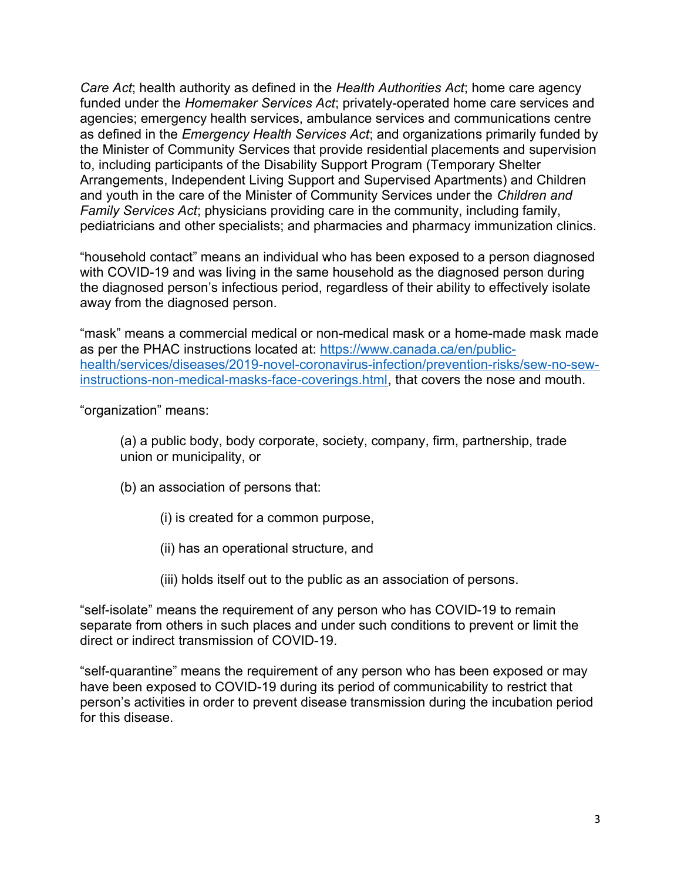*Care Act*; health authority as defined in the *Health Authorities Act*; home care agency funded under the *Homemaker Services Act*; privately-operated home care services and agencies; emergency health services, ambulance services and communications centre as defined in the *Emergency Health Services Act*; and organizations primarily funded by the Minister of Community Services that provide residential placements and supervision to, including participants of the Disability Support Program (Temporary Shelter Arrangements, Independent Living Support and Supervised Apartments) and Children and youth in the care of the Minister of Community Services under the *Children and Family Services Act*; physicians providing care in the community, including family, pediatricians and other specialists; and pharmacies and pharmacy immunization clinics.

"household contact" means an individual who has been exposed to a person diagnosed with COVID-19 and was living in the same household as the diagnosed person during the diagnosed person's infectious period, regardless of their ability to effectively isolate away from the diagnosed person.

"mask" means a commercial medical or non-medical mask or a home-made mask made as per the PHAC instructions located at: [https://www.canada.ca/en/public-health/services/diseases/2019-novel-coronavirus-infection/prevention-risks/sew-no-sew-instructions-non-medical-masks-face-coverings.html](https://www.canada.ca/en/public-health/services/diseases/2019-novel-coronavirus-infection/prevention-risks/sew-no-sew-instructions-non-medical-masks-face-coverings.html), that covers the nose and mouth.

"organization" means:

> (a) a public body, body corporate, society, company, firm, partnership, trade union or municipality, or
>
> (b) an association of persons that:
>
>> (i) is created for a common purpose,
>>
>> (ii) has an operational structure, and
>>
>> (iii) holds itself out to the public as an association of persons.

"self-isolate" means the requirement of any person who has COVID-19 to remain separate from others in such places and under such conditions to prevent or limit the direct or indirect transmission of COVID-19.

"self-quarantine" means the requirement of any person who has been exposed or may have been exposed to COVID-19 during its period of communicability to restrict that person's activities in order to prevent disease transmission during the incubation period for this disease.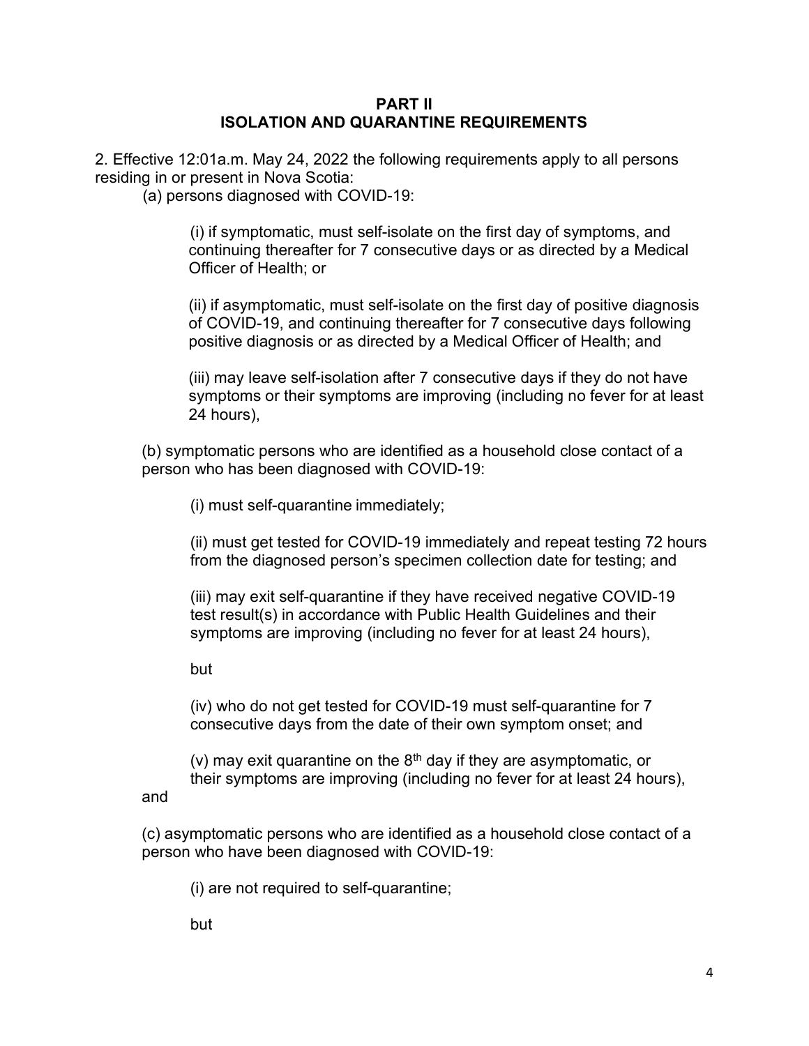## PART II
## ISOLATION AND QUARANTINE REQUIREMENTS

2. Effective 12:01a.m. May 24, 2022 the following requirements apply to all persons residing in or present in Nova Scotia:

(a) persons diagnosed with COVID-19:

(i) if symptomatic, must self-isolate on the first day of symptoms, and continuing thereafter for 7 consecutive days or as directed by a Medical Officer of Health; or

(ii) if asymptomatic, must self-isolate on the first day of positive diagnosis of COVID-19, and continuing thereafter for 7 consecutive days following positive diagnosis or as directed by a Medical Officer of Health; and

(iii) may leave self-isolation after 7 consecutive days if they do not have symptoms or their symptoms are improving (including no fever for at least 24 hours),

(b) symptomatic persons who are identified as a household close contact of a person who has been diagnosed with COVID-19:

(i) must self-quarantine immediately;

(ii) must get tested for COVID-19 immediately and repeat testing 72 hours from the diagnosed person's specimen collection date for testing; and

(iii) may exit self-quarantine if they have received negative COVID-19 test result(s) in accordance with Public Health Guidelines and their symptoms are improving (including no fever for at least 24 hours),

but

(iv) who do not get tested for COVID-19 must self-quarantine for 7 consecutive days from the date of their own symptom onset; and

(v) may exit quarantine on the 8th day if they are asymptomatic, or their symptoms are improving (including no fever for at least 24 hours),

and

(c) asymptomatic persons who are identified as a household close contact of a person who have been diagnosed with COVID-19:

(i) are not required to self-quarantine;

but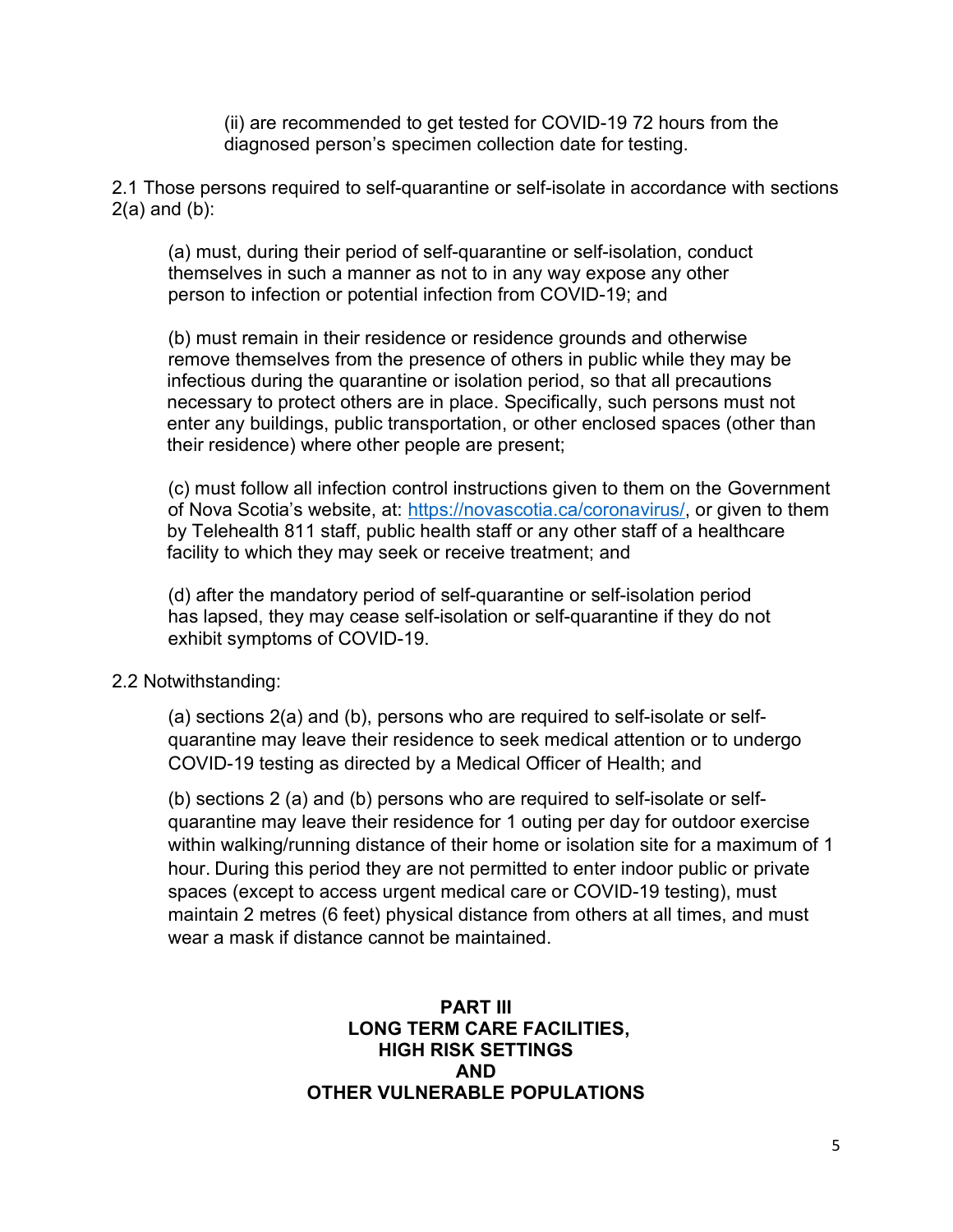(ii) are recommended to get tested for COVID-19 72 hours from the diagnosed person's specimen collection date for testing.

2.1 Those persons required to self-quarantine or self-isolate in accordance with sections 2(a) and (b):

(a) must, during their period of self-quarantine or self-isolation, conduct themselves in such a manner as not to in any way expose any other person to infection or potential infection from COVID-19; and

(b) must remain in their residence or residence grounds and otherwise remove themselves from the presence of others in public while they may be infectious during the quarantine or isolation period, so that all precautions necessary to protect others are in place. Specifically, such persons must not enter any buildings, public transportation, or other enclosed spaces (other than their residence) where other people are present;

(c) must follow all infection control instructions given to them on the Government of Nova Scotia's website, at: [https://novascotia.ca/coronavirus/](https://novascotia.ca/coronavirus/), or given to them by Telehealth 811 staff, public health staff or any other staff of a healthcare facility to which they may seek or receive treatment; and

(d) after the mandatory period of self-quarantine or self-isolation period has lapsed, they may cease self-isolation or self-quarantine if they do not exhibit symptoms of COVID-19.

2.2 Notwithstanding:

(a) sections 2(a) and (b), persons who are required to self-isolate or self-quarantine may leave their residence to seek medical attention or to undergo COVID-19 testing as directed by a Medical Officer of Health; and

(b) sections 2 (a) and (b) persons who are required to self-isolate or self-quarantine may leave their residence for 1 outing per day for outdoor exercise within walking/running distance of their home or isolation site for a maximum of 1 hour. During this period they are not permitted to enter indoor public or private spaces (except to access urgent medical care or COVID-19 testing), must maintain 2 metres (6 feet) physical distance from others at all times, and must wear a mask if distance cannot be maintained.

## PART III
## LONG TERM CARE FACILITIES, HIGH RISK SETTINGS AND OTHER VULNERABLE POPULATIONS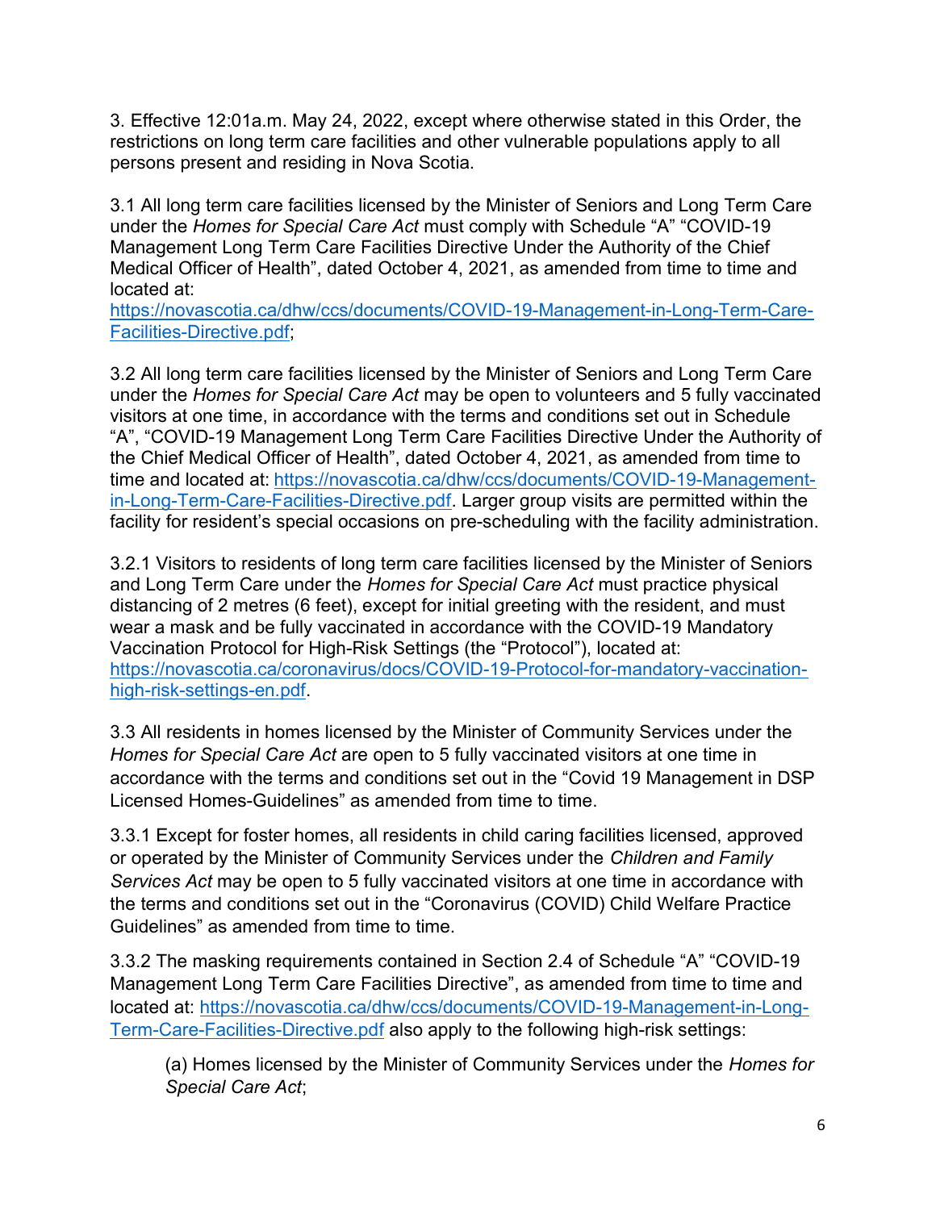3. Effective 12:01a.m. May 24, 2022, except where otherwise stated in this Order, the restrictions on long term care facilities and other vulnerable populations apply to all persons present and residing in Nova Scotia.

3.1 All long term care facilities licensed by the Minister of Seniors and Long Term Care under the *Homes for Special Care Act* must comply with Schedule "A" "COVID-19 Management Long Term Care Facilities Directive Under the Authority of the Chief Medical Officer of Health", dated October 4, 2021, as amended from time to time and located at: https://novascotia.ca/dhw/ccs/documents/COVID-19-Management-in-Long-Term-Care-Facilities-Directive.pdf;

3.2 All long term care facilities licensed by the Minister of Seniors and Long Term Care under the *Homes for Special Care Act* may be open to volunteers and 5 fully vaccinated visitors at one time, in accordance with the terms and conditions set out in Schedule "A", "COVID-19 Management Long Term Care Facilities Directive Under the Authority of the Chief Medical Officer of Health", dated October 4, 2021, as amended from time to time and located at: https://novascotia.ca/dhw/ccs/documents/COVID-19-Management-in-Long-Term-Care-Facilities-Directive.pdf. Larger group visits are permitted within the facility for resident's special occasions on pre-scheduling with the facility administration.

3.2.1 Visitors to residents of long term care facilities licensed by the Minister of Seniors and Long Term Care under the *Homes for Special Care Act* must practice physical distancing of 2 metres (6 feet), except for initial greeting with the resident, and must wear a mask and be fully vaccinated in accordance with the COVID-19 Mandatory Vaccination Protocol for High-Risk Settings (the "Protocol"), located at: https://novascotia.ca/coronavirus/docs/COVID-19-Protocol-for-mandatory-vaccination-high-risk-settings-en.pdf.

3.3 All residents in homes licensed by the Minister of Community Services under the *Homes for Special Care Act* are open to 5 fully vaccinated visitors at one time in accordance with the terms and conditions set out in the "Covid 19 Management in DSP Licensed Homes-Guidelines" as amended from time to time.

3.3.1 Except for foster homes, all residents in child caring facilities licensed, approved or operated by the Minister of Community Services under the *Children and Family Services Act* may be open to 5 fully vaccinated visitors at one time in accordance with the terms and conditions set out in the "Coronavirus (COVID) Child Welfare Practice Guidelines" as amended from time to time.

3.3.2 The masking requirements contained in Section 2.4 of Schedule "A" "COVID-19 Management Long Term Care Facilities Directive", as amended from time to time and located at: https://novascotia.ca/dhw/ccs/documents/COVID-19-Management-in-Long-Term-Care-Facilities-Directive.pdf also apply to the following high-risk settings:

> (a) Homes licensed by the Minister of Community Services under the *Homes for Special Care Act*;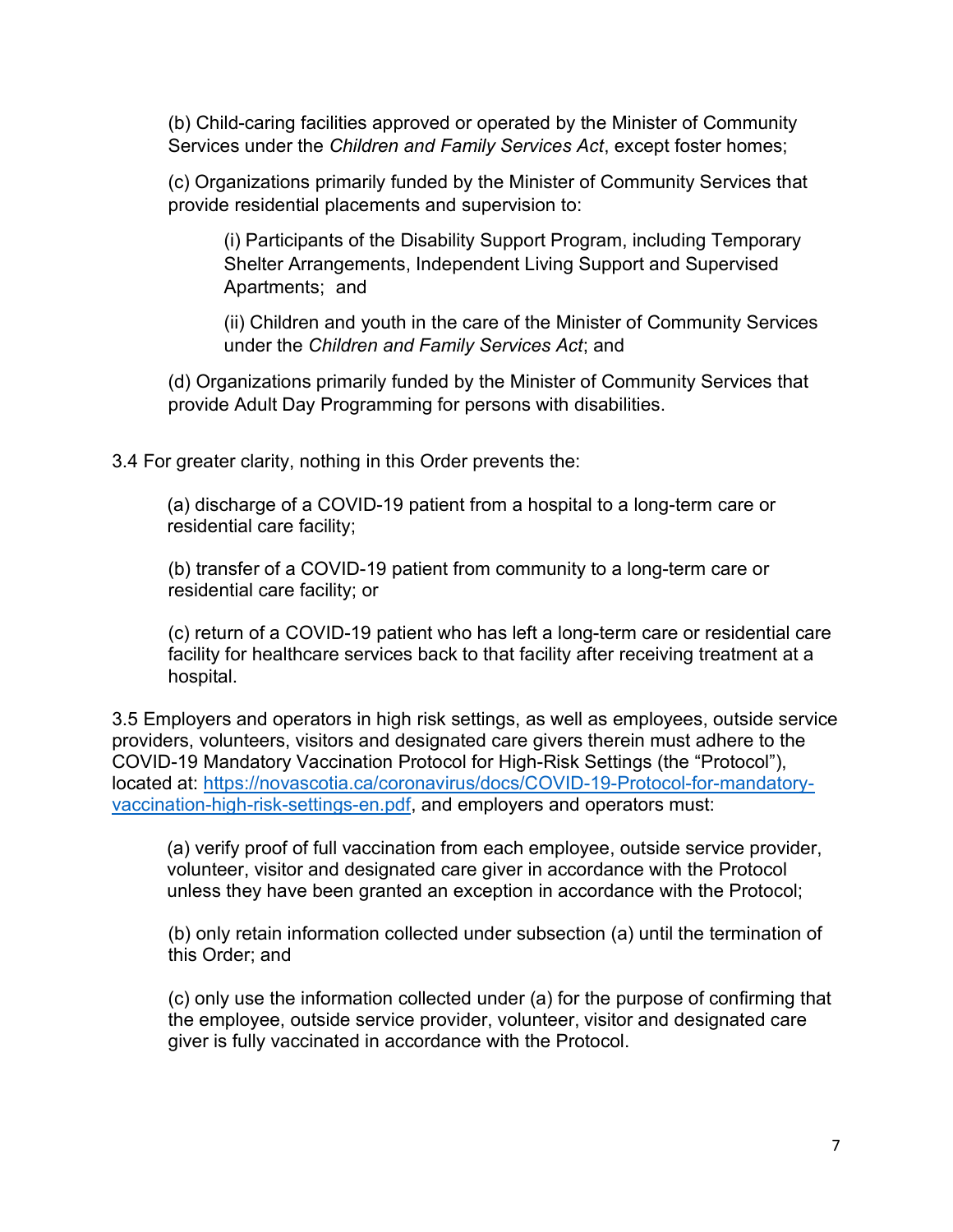(b) Child-caring facilities approved or operated by the Minister of Community Services under the *Children and Family Services Act*, except foster homes;

(c) Organizations primarily funded by the Minister of Community Services that provide residential placements and supervision to:

(i) Participants of the Disability Support Program, including Temporary Shelter Arrangements, Independent Living Support and Supervised Apartments; and

(ii) Children and youth in the care of the Minister of Community Services under the *Children and Family Services Act*; and

(d) Organizations primarily funded by the Minister of Community Services that provide Adult Day Programming for persons with disabilities.

3.4 For greater clarity, nothing in this Order prevents the:

(a) discharge of a COVID-19 patient from a hospital to a long-term care or residential care facility;

(b) transfer of a COVID-19 patient from community to a long-term care or residential care facility; or

(c) return of a COVID-19 patient who has left a long-term care or residential care facility for healthcare services back to that facility after receiving treatment at a hospital.

3.5 Employers and operators in high risk settings, as well as employees, outside service providers, volunteers, visitors and designated care givers therein must adhere to the COVID-19 Mandatory Vaccination Protocol for High-Risk Settings (the "Protocol"), located at: [https://novascotia.ca/coronavirus/docs/COVID-19-Protocol-for-mandatory-vaccination-high-risk-settings-en.pdf](https://novascotia.ca/coronavirus/docs/COVID-19-Protocol-for-mandatory-vaccination-high-risk-settings-en.pdf), and employers and operators must:

(a) verify proof of full vaccination from each employee, outside service provider, volunteer, visitor and designated care giver in accordance with the Protocol unless they have been granted an exception in accordance with the Protocol;

(b) only retain information collected under subsection (a) until the termination of this Order; and

(c) only use the information collected under (a) for the purpose of confirming that the employee, outside service provider, volunteer, visitor and designated care giver is fully vaccinated in accordance with the Protocol.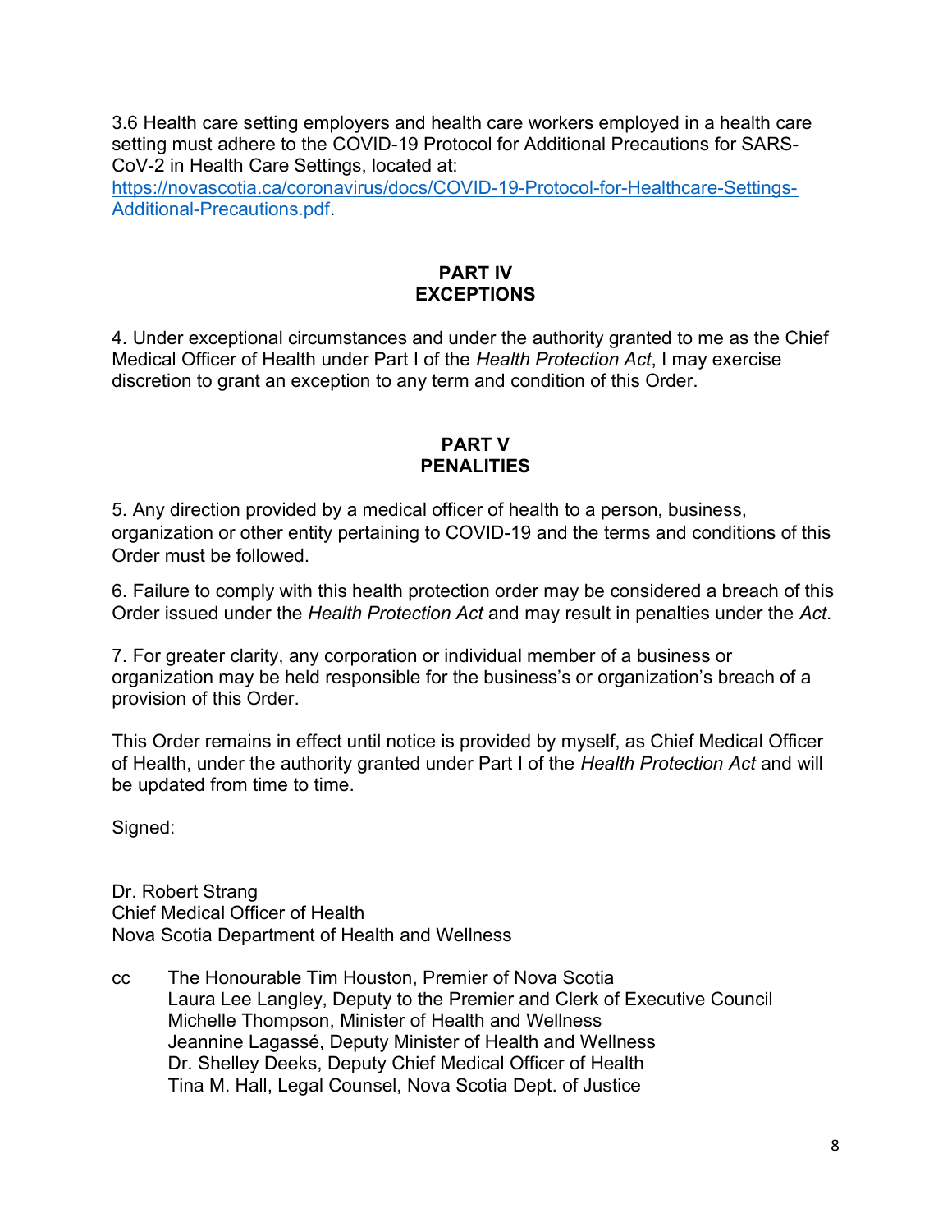3.6 Health care setting employers and health care workers employed in a health care setting must adhere to the COVID-19 Protocol for Additional Precautions for SARS-CoV-2 in Health Care Settings, located at: https://novascotia.ca/coronavirus/docs/COVID-19-Protocol-for-Healthcare-Settings-Additional-Precautions.pdf.

## PART IV
## EXCEPTIONS

4. Under exceptional circumstances and under the authority granted to me as the Chief Medical Officer of Health under Part I of the *Health Protection Act*, I may exercise discretion to grant an exception to any term and condition of this Order.

## PART V
## PENALITIES

5. Any direction provided by a medical officer of health to a person, business, organization or other entity pertaining to COVID-19 and the terms and conditions of this Order must be followed.

6. Failure to comply with this health protection order may be considered a breach of this Order issued under the *Health Protection Act* and may result in penalties under the *Act*.

7. For greater clarity, any corporation or individual member of a business or organization may be held responsible for the business's or organization's breach of a provision of this Order.

This Order remains in effect until notice is provided by myself, as Chief Medical Officer of Health, under the authority granted under Part I of the *Health Protection Act* and will be updated from time to time.

Signed:

Dr. Robert Strang
Chief Medical Officer of Health
Nova Scotia Department of Health and Wellness

cc The Honourable Tim Houston, Premier of Nova Scotia
Laura Lee Langley, Deputy to the Premier and Clerk of Executive Council
Michelle Thompson, Minister of Health and Wellness
Jeannine Lagassé, Deputy Minister of Health and Wellness
Dr. Shelley Deeks, Deputy Chief Medical Officer of Health
Tina M. Hall, Legal Counsel, Nova Scotia Dept. of Justice